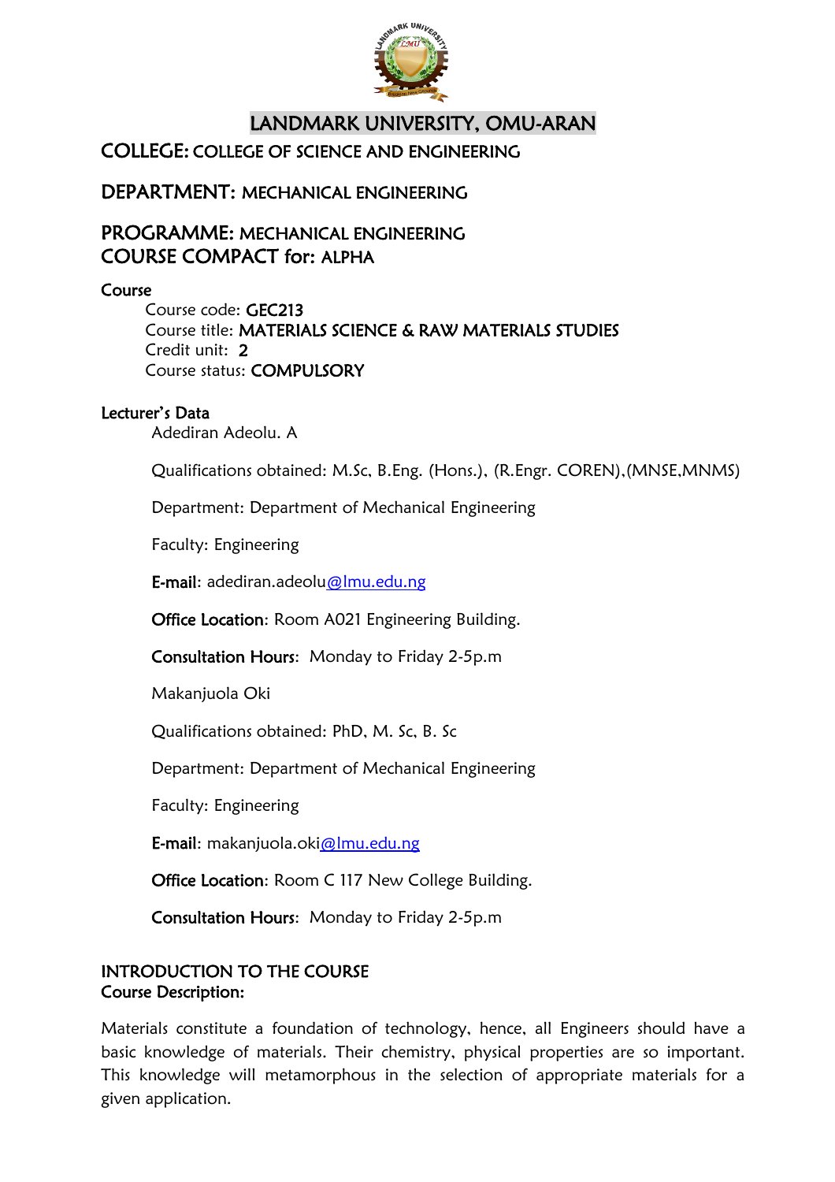# LANDMARK UNIVERSITY, OMU-ARAN

## COLLEGE: COLLEGE OF SCIENCE AND ENGINEERING

## DEPARTMENT: MECHANICAL ENGINEERING

## PROGRAMME: MECHANICAL ENGINEERING
## COURSE COMPACT for: ALPHA

### Course

Course code: **GEC213**
Course title: **MATERIALS SCIENCE & RAW MATERIALS STUDIES**
Credit unit: **2**
Course status: **COMPULSORY**

### Lecturer's Data

Adediran Adeolu. A

Qualifications obtained: M.Sc, B.Eng. (Hons.), (R.Engr. COREN),(MNSE,MNMS)

Department: Department of Mechanical Engineering

Faculty: Engineering

**E-mail**: adediran.adeolu@lmu.edu.ng

**Office Location**: Room A021 Engineering Building.

**Consultation Hours**: Monday to Friday 2-5p.m

Makanjuola Oki

Qualifications obtained: PhD, M. Sc, B. Sc

Department: Department of Mechanical Engineering

Faculty: Engineering

**E-mail**: makanjuola.oki@lmu.edu.ng

**Office Location**: Room C 117 New College Building.

**Consultation Hours**: Monday to Friday 2-5p.m

### INTRODUCTION TO THE COURSE
### Course Description:

Materials constitute a foundation of technology, hence, all Engineers should have a basic knowledge of materials. Their chemistry, physical properties are so important. This knowledge will metamorphous in the selection of appropriate materials for a given application.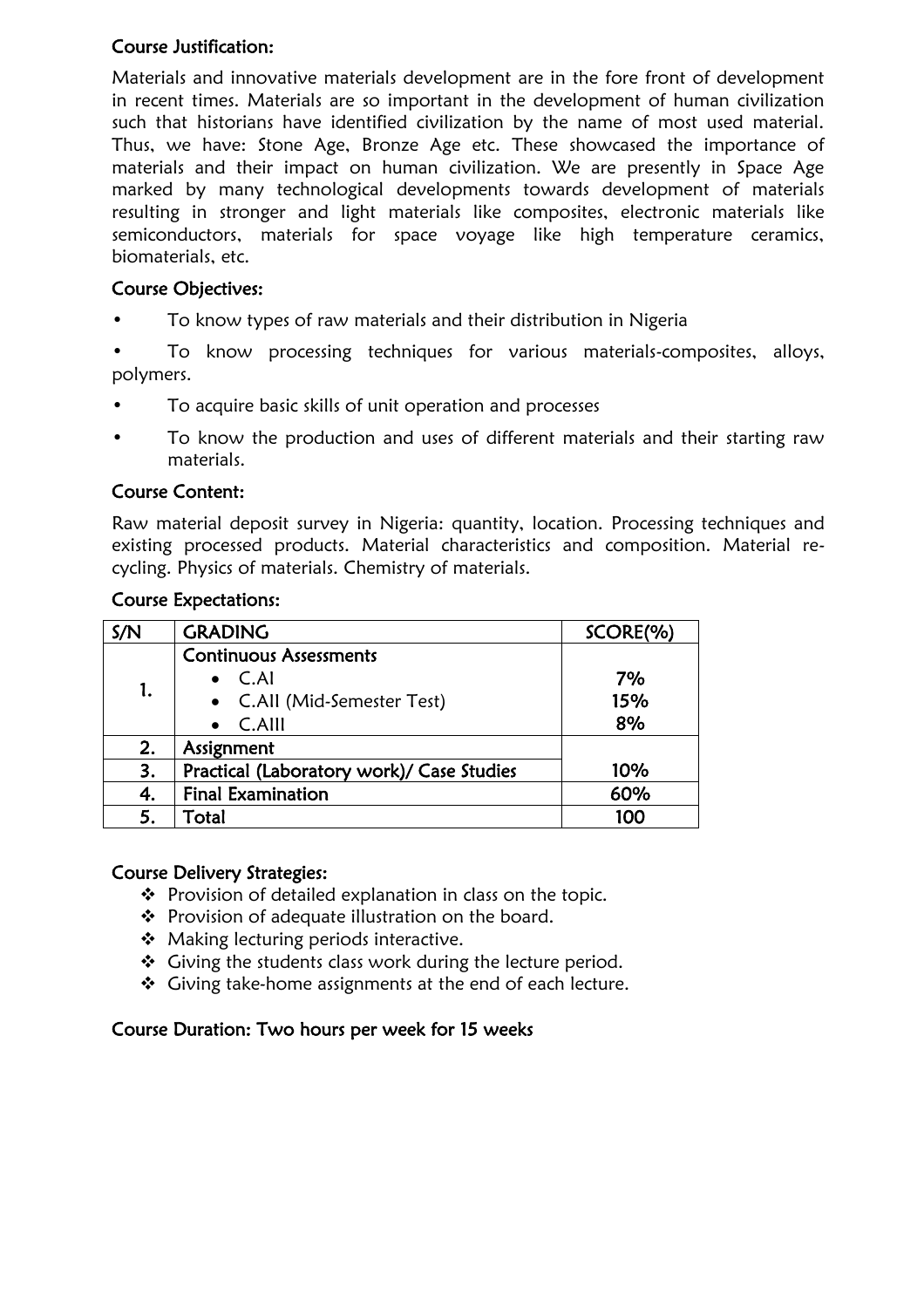### Course Justification:

Materials and innovative materials development are in the fore front of development in recent times. Materials are so important in the development of human civilization such that historians have identified civilization by the name of most used material. Thus, we have: Stone Age, Bronze Age etc. These showcased the importance of materials and their impact on human civilization. We are presently in Space Age marked by many technological developments towards development of materials resulting in stronger and light materials like composites, electronic materials like semiconductors, materials for space voyage like high temperature ceramics, biomaterials, etc.

### Course Objectives:

- To know types of raw materials and their distribution in Nigeria
- To know processing techniques for various materials-composites, alloys, polymers.
- To acquire basic skills of unit operation and processes
- To know the production and uses of different materials and their starting raw materials.

### Course Content:

Raw material deposit survey in Nigeria: quantity, location. Processing techniques and existing processed products. Material characteristics and composition. Material re-cycling. Physics of materials. Chemistry of materials.

### Course Expectations:

| S/N | GRADING | SCORE(%) |
|---|---|---|
| 1. | **Continuous Assessments** <br> • C.AI <br> • C.AII (Mid-Semester Test) <br> • C.AIII | <br> 7% <br> 15% <br> 8% |
| 2. | Assignment | |
| 3. | Practical (Laboratory work)/ Case Studies | 10% |
| 4. | Final Examination | 60% |
| 5. | Total | 100 |

### Course Delivery Strategies:

- Provision of detailed explanation in class on the topic.
- Provision of adequate illustration on the board.
- Making lecturing periods interactive.
- Giving the students class work during the lecture period.
- Giving take-home assignments at the end of each lecture.

### Course Duration: Two hours per week for 15 weeks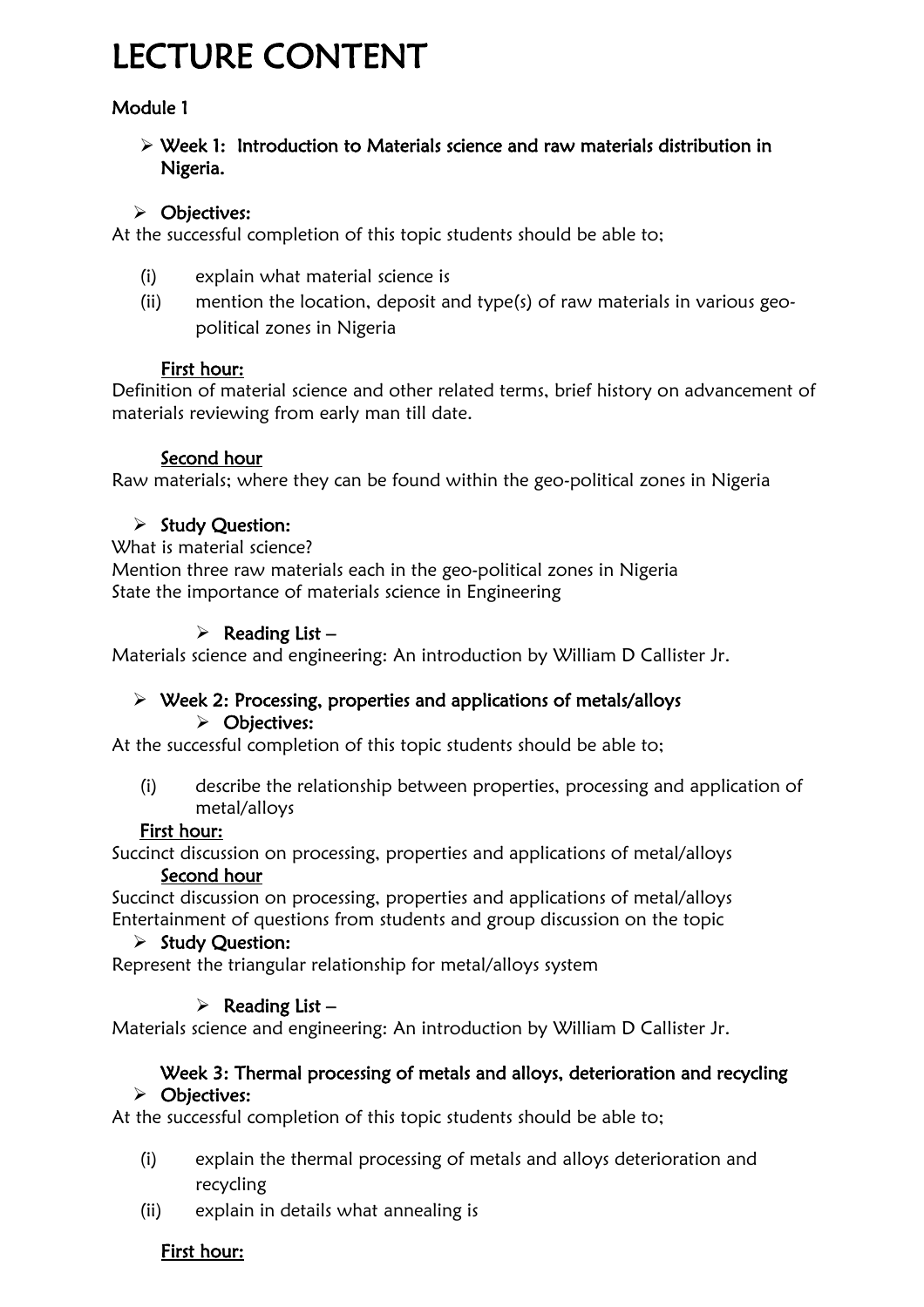# LECTURE CONTENT

## Module 1

- **Week 1: Introduction to Materials science and raw materials distribution in Nigeria.**

- **Objectives:**

At the successful completion of this topic students should be able to;

(i) explain what material science is
(ii) mention the location, deposit and type(s) of raw materials in various geo-political zones in Nigeria

<u>First hour:</u>
Definition of material science and other related terms, brief history on advancement of materials reviewing from early man till date.

<u>Second hour</u>
Raw materials; where they can be found within the geo-political zones in Nigeria

- **Study Question:**

What is material science?
Mention three raw materials each in the geo-political zones in Nigeria
State the importance of materials science in Engineering

- **Reading List –**

Materials science and engineering: An introduction by William D Callister Jr.

- **Week 2: Processing, properties and applications of metals/alloys**
  - **Objectives:**

At the successful completion of this topic students should be able to;

(i) describe the relationship between properties, processing and application of metal/alloys

<u>First hour:</u>
Succinct discussion on processing, properties and applications of metal/alloys

<u>Second hour</u>
Succinct discussion on processing, properties and applications of metal/alloys
Entertainment of questions from students and group discussion on the topic

- **Study Question:**

Represent the triangular relationship for metal/alloys system

- **Reading List –**

Materials science and engineering: An introduction by William D Callister Jr.

**Week 3: Thermal processing of metals and alloys, deterioration and recycling**

- **Objectives:**

At the successful completion of this topic students should be able to;

(i) explain the thermal processing of metals and alloys deterioration and recycling
(ii) explain in details what annealing is

<u>First hour:</u>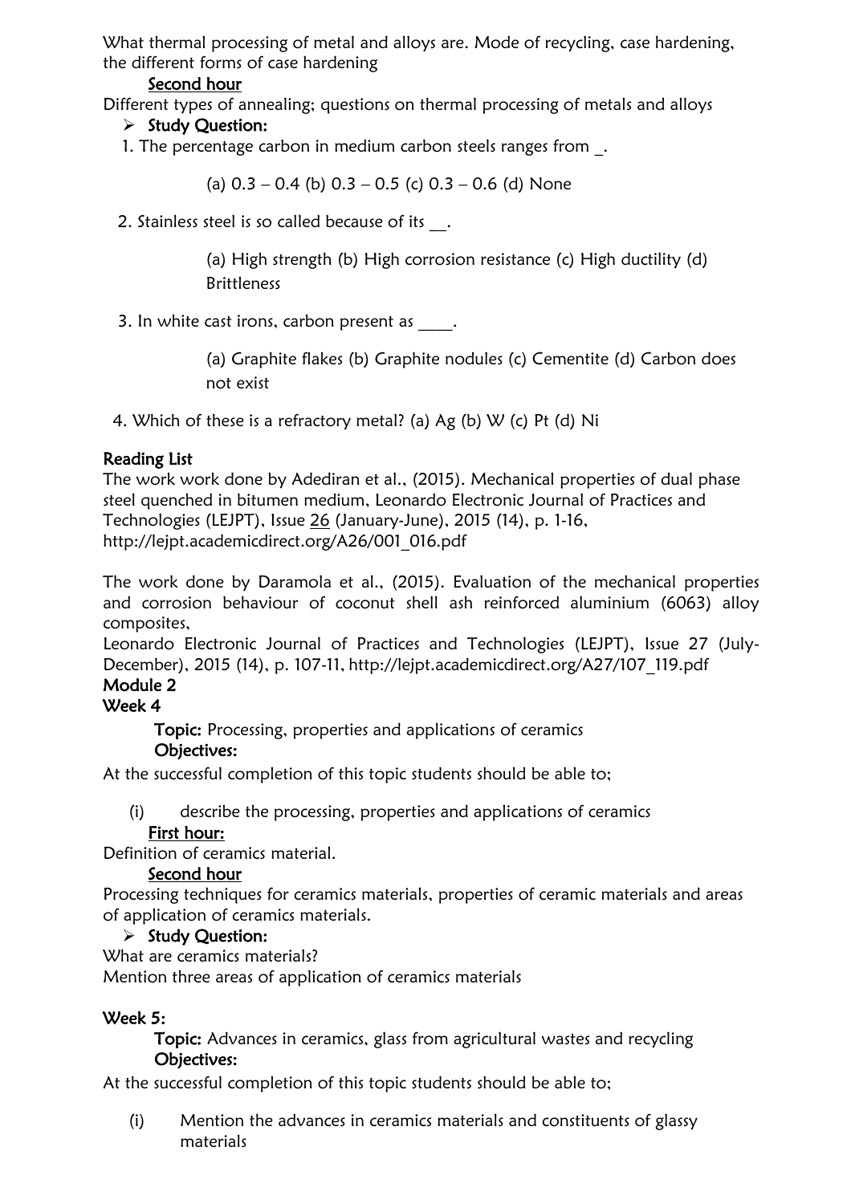What thermal processing of metal and alloys are. Mode of recycling, case hardening, the different forms of case hardening

<u>Second hour</u>

Different types of annealing; questions on thermal processing of metals and alloys

- **Study Question:**

1. The percentage carbon in medium carbon steels ranges from _.

   (a) 0.3 – 0.4 (b) 0.3 – 0.5 (c) 0.3 – 0.6 (d) None

2. Stainless steel is so called because of its __.

   (a) High strength (b) High corrosion resistance (c) High ductility (d) Brittleness

3. In white cast irons, carbon present as ____.

   (a) Graphite flakes (b) Graphite nodules (c) Cementite (d) Carbon does not exist

4. Which of these is a refractory metal? (a) Ag (b) W (c) Pt (d) Ni

**Reading List**

The work work done by Adediran et al., (2015). Mechanical properties of dual phase steel quenched in bitumen medium, Leonardo Electronic Journal of Practices and Technologies (LEJPT), Issue <u>26</u> (January-June), 2015 (14), p. 1-16, http://lejpt.academicdirect.org/A26/001_016.pdf

The work done by Daramola et al., (2015). Evaluation of the mechanical properties and corrosion behaviour of coconut shell ash reinforced aluminium (6063) alloy composites,
Leonardo Electronic Journal of Practices and Technologies (LEJPT), Issue 27 (July-December), 2015 (14), p. 107-11, http://lejpt.academicdirect.org/A27/107_119.pdf

## Module 2

### Week 4

**Topic:** Processing, properties and applications of ceramics

**Objectives:**

At the successful completion of this topic students should be able to;

(i) describe the processing, properties and applications of ceramics

<u>First hour:</u>

Definition of ceramics material.

<u>Second hour</u>

Processing techniques for ceramics materials, properties of ceramic materials and areas of application of ceramics materials.

- **Study Question:**

What are ceramics materials?
Mention three areas of application of ceramics materials

### Week 5:

**Topic:** Advances in ceramics, glass from agricultural wastes and recycling

**Objectives:**

At the successful completion of this topic students should be able to;

(i) Mention the advances in ceramics materials and constituents of glassy materials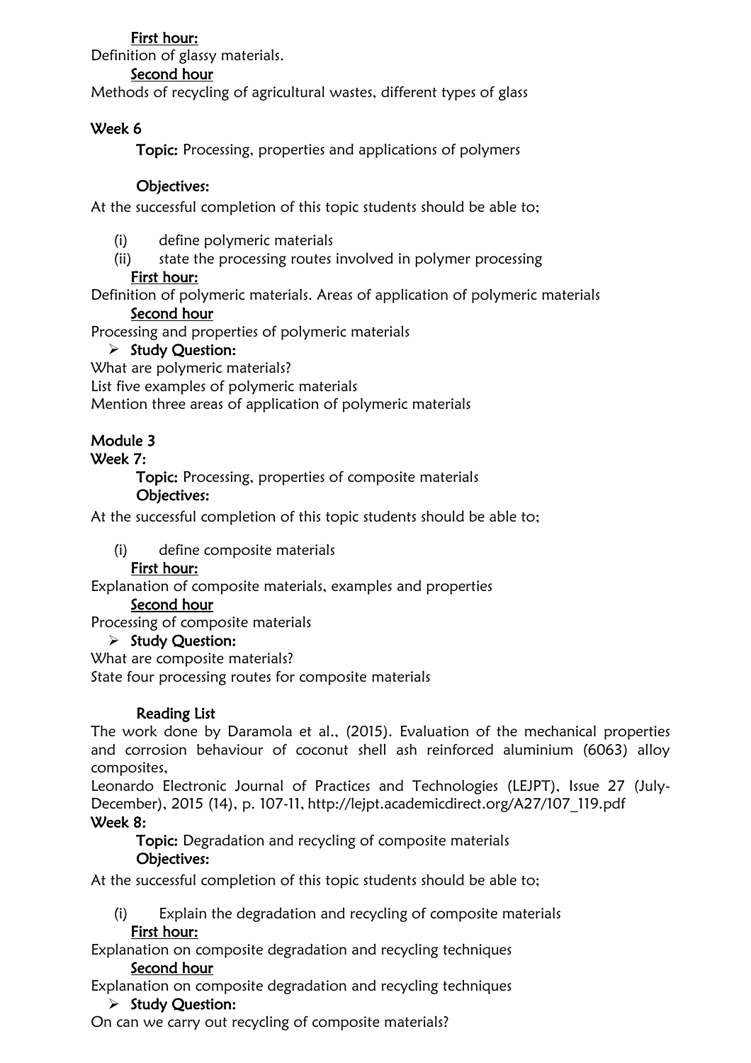<u>First hour:</u>

Definition of glassy materials.

<u>Second hour</u>

Methods of recycling of agricultural wastes, different types of glass

**Week 6**

**Topic:** Processing, properties and applications of polymers

**Objectives:**

At the successful completion of this topic students should be able to;

(i) define polymeric materials
(ii) state the processing routes involved in polymer processing

<u>First hour:</u>

Definition of polymeric materials. Areas of application of polymeric materials

<u>Second hour</u>

Processing and properties of polymeric materials

- **Study Question:**

What are polymeric materials?
List five examples of polymeric materials
Mention three areas of application of polymeric materials

**Module 3**

**Week 7:**

**Topic:** Processing, properties of composite materials

**Objectives:**

At the successful completion of this topic students should be able to;

(i) define composite materials

<u>First hour:</u>

Explanation of composite materials, examples and properties

<u>Second hour</u>

Processing of composite materials

- **Study Question:**

What are composite materials?
State four processing routes for composite materials

**Reading List**

The work done by Daramola et al., (2015). Evaluation of the mechanical properties and corrosion behaviour of coconut shell ash reinforced aluminium (6063) alloy composites,
Leonardo Electronic Journal of Practices and Technologies (LEJPT), Issue 27 (July-December), 2015 (14), p. 107-11, http://lejpt.academicdirect.org/A27/107_119.pdf

**Week 8:**

**Topic:** Degradation and recycling of composite materials

**Objectives:**

At the successful completion of this topic students should be able to;

(i) Explain the degradation and recycling of composite materials

<u>First hour:</u>

Explanation on composite degradation and recycling techniques

<u>Second hour</u>

Explanation on composite degradation and recycling techniques

- **Study Question:**

On can we carry out recycling of composite materials?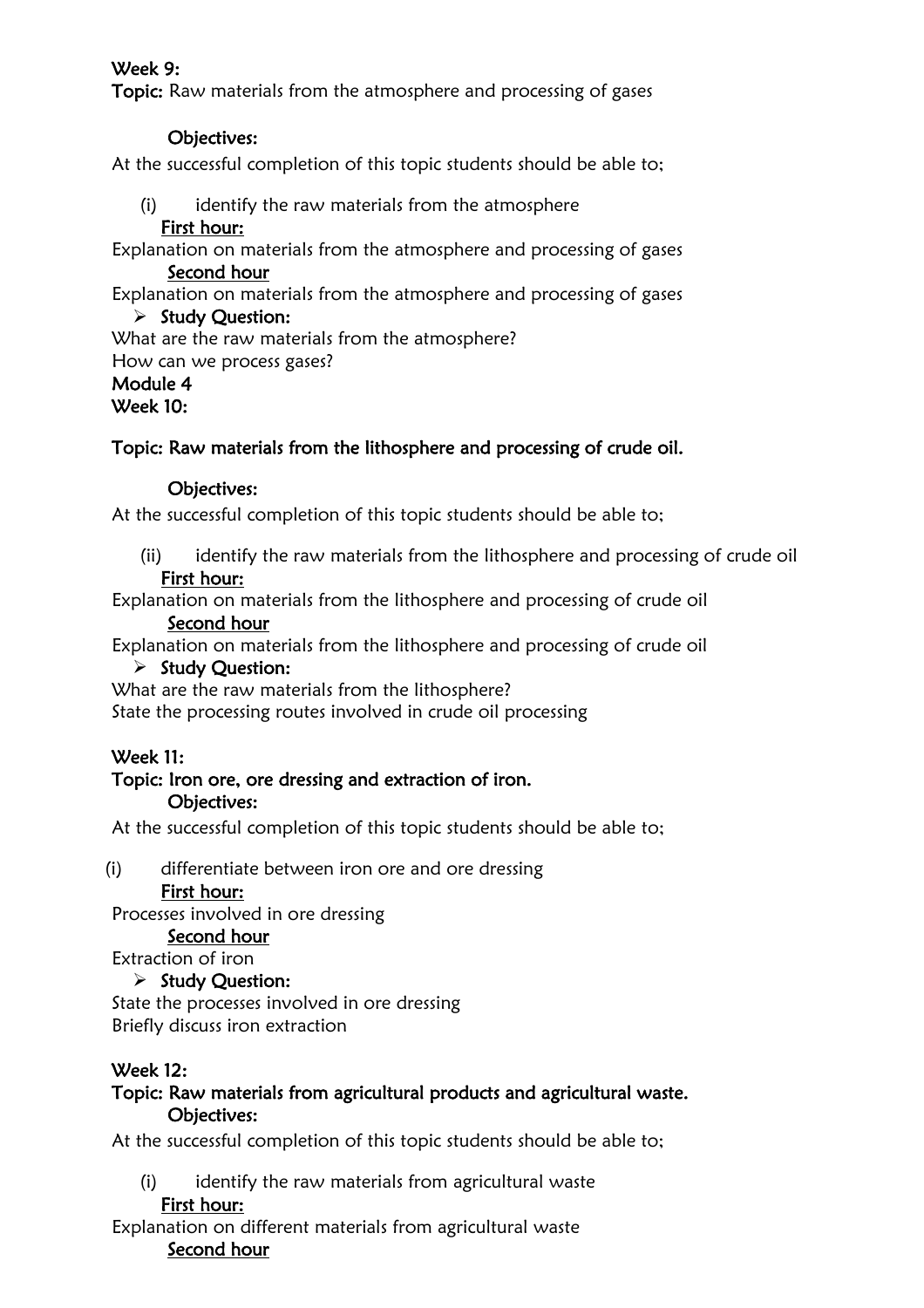**Week 9:**
**Topic:** Raw materials from the atmosphere and processing of gases

**Objectives:**

At the successful completion of this topic students should be able to;

(i) identify the raw materials from the atmosphere

<u>**First hour:**</u>

Explanation on materials from the atmosphere and processing of gases

<u>**Second hour**</u>

Explanation on materials from the atmosphere and processing of gases

- **Study Question:**

What are the raw materials from the atmosphere?
How can we process gases?

**Module 4**
**Week 10:**

**Topic: Raw materials from the lithosphere and processing of crude oil.**

**Objectives:**

At the successful completion of this topic students should be able to;

(ii) identify the raw materials from the lithosphere and processing of crude oil

<u>**First hour:**</u>

Explanation on materials from the lithosphere and processing of crude oil

<u>**Second hour**</u>

Explanation on materials from the lithosphere and processing of crude oil

- **Study Question:**

What are the raw materials from the lithosphere?
State the processing routes involved in crude oil processing

**Week 11:**
**Topic: Iron ore, ore dressing and extraction of iron.**
**Objectives:**

At the successful completion of this topic students should be able to;

(i) differentiate between iron ore and ore dressing

<u>**First hour:**</u>

Processes involved in ore dressing

<u>**Second hour**</u>

Extraction of iron

- **Study Question:**

State the processes involved in ore dressing
Briefly discuss iron extraction

**Week 12:**
**Topic: Raw materials from agricultural products and agricultural waste.**
**Objectives:**

At the successful completion of this topic students should be able to;

(i) identify the raw materials from agricultural waste

<u>**First hour:**</u>

Explanation on different materials from agricultural waste

<u>**Second hour**</u>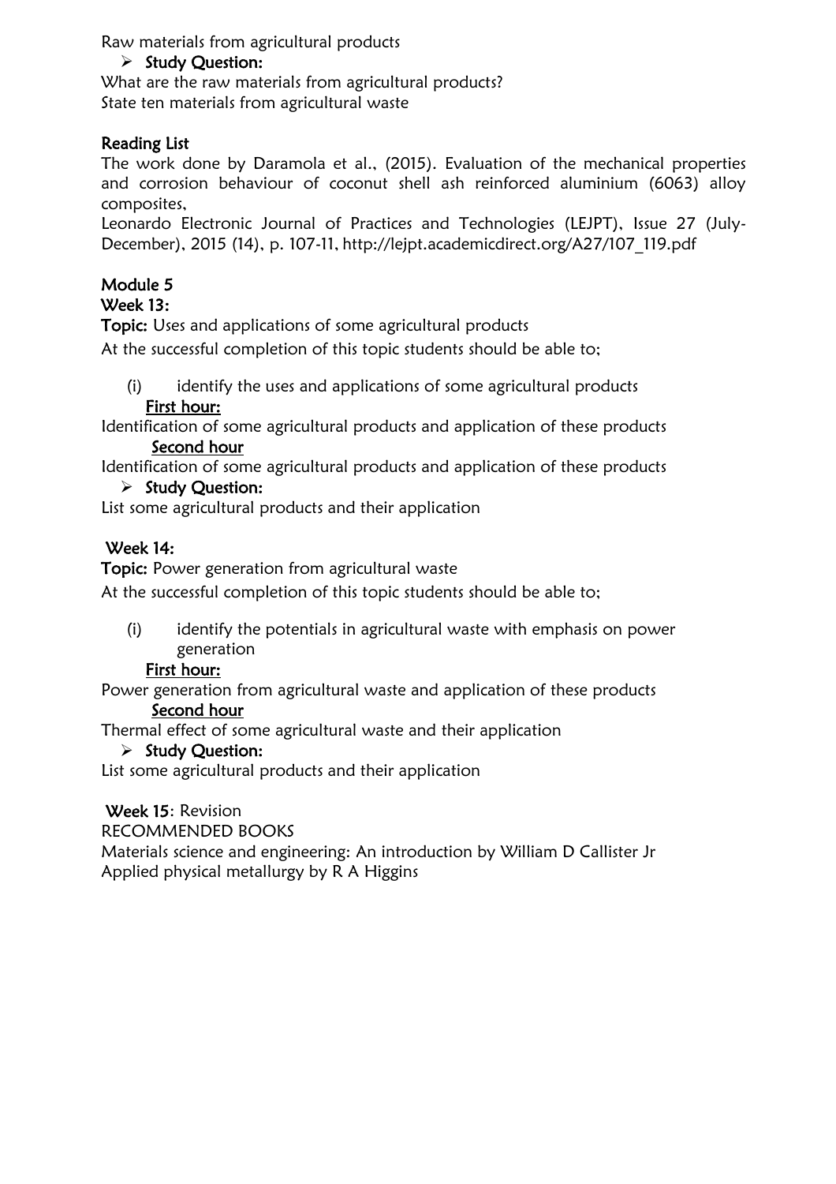Raw materials from agricultural products

- **Study Question:**

What are the raw materials from agricultural products?
State ten materials from agricultural waste

**Reading List**

The work done by Daramola et al., (2015). Evaluation of the mechanical properties and corrosion behaviour of coconut shell ash reinforced aluminium (6063) alloy composites,
Leonardo Electronic Journal of Practices and Technologies (LEJPT), Issue 27 (July-December), 2015 (14), p. 107-11, http://lejpt.academicdirect.org/A27/107_119.pdf

**Module 5**
**Week 13:**

**Topic:** Uses and applications of some agricultural products

At the successful completion of this topic students should be able to;

(i) identify the uses and applications of some agricultural products

<u>**First hour:**</u>

Identification of some agricultural products and application of these products

<u>**Second hour**</u>

Identification of some agricultural products and application of these products

- **Study Question:**

List some agricultural products and their application

**Week 14:**

**Topic:** Power generation from agricultural waste

At the successful completion of this topic students should be able to;

(i) identify the potentials in agricultural waste with emphasis on power generation

<u>**First hour:**</u>

Power generation from agricultural waste and application of these products

<u>**Second hour**</u>

Thermal effect of some agricultural waste and their application

- **Study Question:**

List some agricultural products and their application

**Week 15**: Revision

RECOMMENDED BOOKS

Materials science and engineering: An introduction by William D Callister Jr
Applied physical metallurgy by R A Higgins